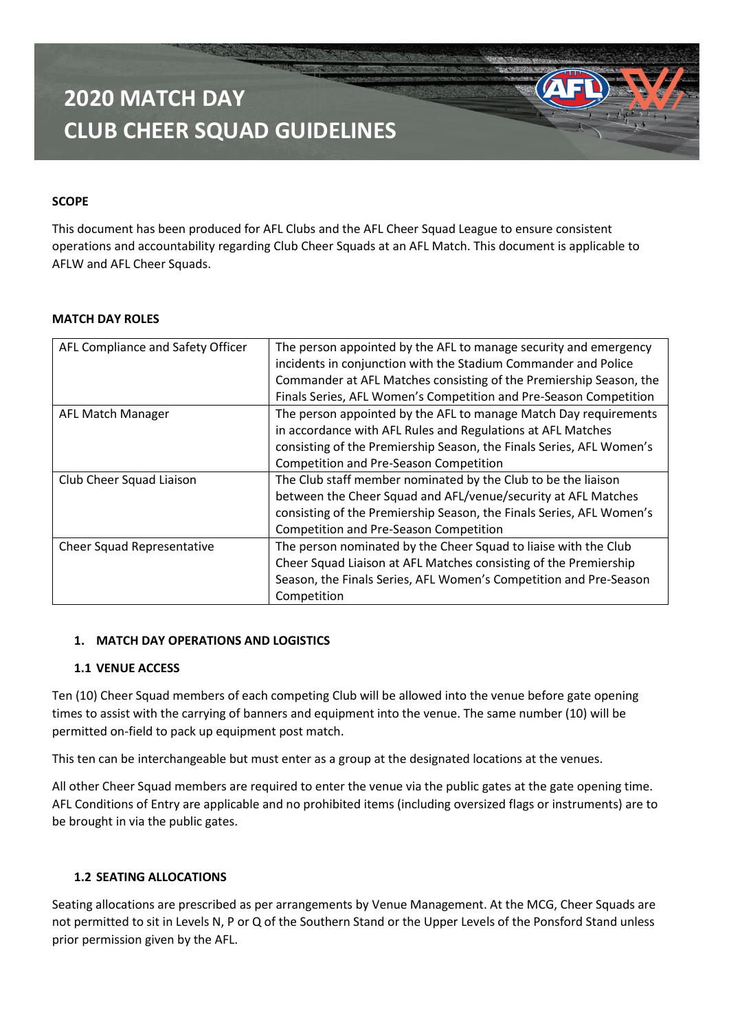# 2020 MATCH DAY CLUB CHEER SQUAD GUIDELINES

**SCOPE**

This document has been produced for AFL Clubs and the AFL Cheer Squad League to ensure consistent operations and accountability regarding Club Cheer Squads at an AFL Match. This document is applicable to AFLW and AFL Cheer Squads.

**MATCH DAY ROLES**

| | |
|---|---|
| AFL Compliance and Safety Officer | The person appointed by the AFL to manage security and emergency incidents in conjunction with the Stadium Commander and Police Commander at AFL Matches consisting of the Premiership Season, the Finals Series, AFL Women's Competition and Pre-Season Competition |
| AFL Match Manager | The person appointed by the AFL to manage Match Day requirements in accordance with AFL Rules and Regulations at AFL Matches consisting of the Premiership Season, the Finals Series, AFL Women's Competition and Pre-Season Competition |
| Club Cheer Squad Liaison | The Club staff member nominated by the Club to be the liaison between the Cheer Squad and AFL/venue/security at AFL Matches consisting of the Premiership Season, the Finals Series, AFL Women's Competition and Pre-Season Competition |
| Cheer Squad Representative | The person nominated by the Cheer Squad to liaise with the Club Cheer Squad Liaison at AFL Matches consisting of the Premiership Season, the Finals Series, AFL Women's Competition and Pre-Season Competition |

## 1. MATCH DAY OPERATIONS AND LOGISTICS

### 1.1 VENUE ACCESS

Ten (10) Cheer Squad members of each competing Club will be allowed into the venue before gate opening times to assist with the carrying of banners and equipment into the venue. The same number (10) will be permitted on-field to pack up equipment post match.

This ten can be interchangeable but must enter as a group at the designated locations at the venues.

All other Cheer Squad members are required to enter the venue via the public gates at the gate opening time. AFL Conditions of Entry are applicable and no prohibited items (including oversized flags or instruments) are to be brought in via the public gates.

### 1.2 SEATING ALLOCATIONS

Seating allocations are prescribed as per arrangements by Venue Management. At the MCG, Cheer Squads are not permitted to sit in Levels N, P or Q of the Southern Stand or the Upper Levels of the Ponsford Stand unless prior permission given by the AFL.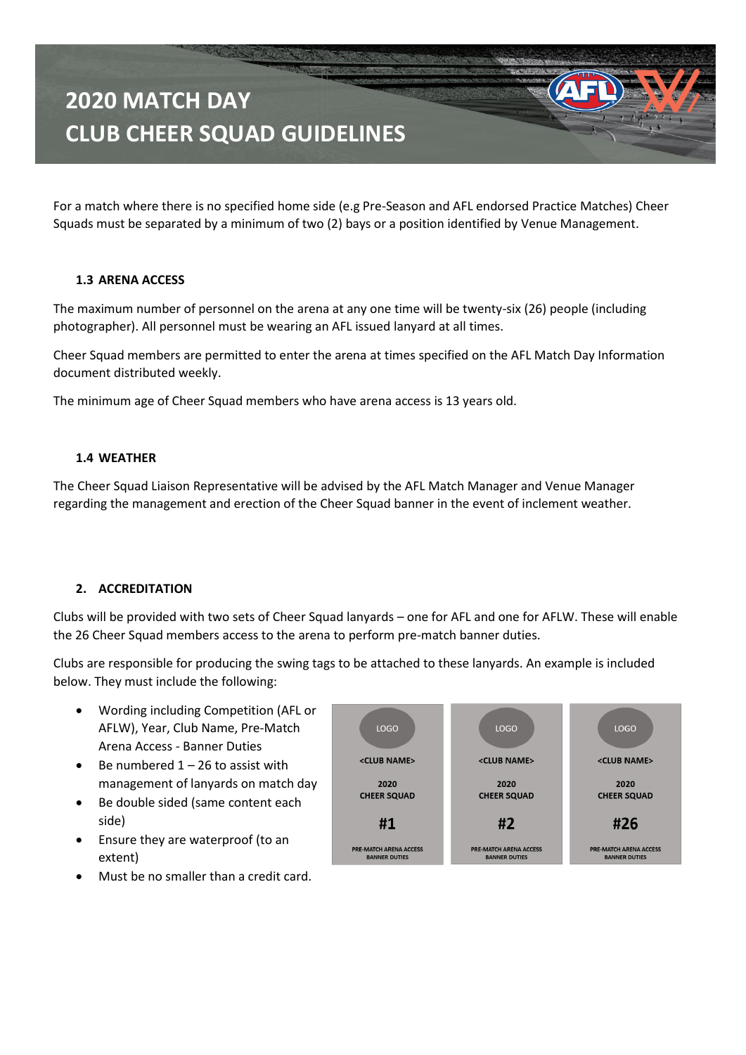# 2020 MATCH DAY CLUB CHEER SQUAD GUIDELINES

For a match where there is no specified home side (e.g Pre-Season and AFL endorsed Practice Matches) Cheer Squads must be separated by a minimum of two (2) bays or a position identified by Venue Management.

### 1.3 ARENA ACCESS

The maximum number of personnel on the arena at any one time will be twenty-six (26) people (including photographer). All personnel must be wearing an AFL issued lanyard at all times.

Cheer Squad members are permitted to enter the arena at times specified on the AFL Match Day Information document distributed weekly.

The minimum age of Cheer Squad members who have arena access is 13 years old.

### 1.4 WEATHER

The Cheer Squad Liaison Representative will be advised by the AFL Match Manager and Venue Manager regarding the management and erection of the Cheer Squad banner in the event of inclement weather.

## 2. ACCREDITATION

Clubs will be provided with two sets of Cheer Squad lanyards – one for AFL and one for AFLW. These will enable the 26 Cheer Squad members access to the arena to perform pre-match banner duties.

Clubs are responsible for producing the swing tags to be attached to these lanyards. An example is included below. They must include the following:

- Wording including Competition (AFL or AFLW), Year, Club Name, Pre-Match Arena Access - Banner Duties
- Be numbered 1 – 26 to assist with management of lanyards on match day
- Be double sided (same content each side)
- Ensure they are waterproof (to an extent)
- Must be no smaller than a credit card.

| LOGO | LOGO | LOGO |
|---|---|---|
| <CLUB NAME> | <CLUB NAME> | <CLUB NAME> |
| 2020 CHEER SQUAD | 2020 CHEER SQUAD | 2020 CHEER SQUAD |
| #1 | #2 | #26 |
| PRE-MATCH ARENA ACCESS BANNER DUTIES | PRE-MATCH ARENA ACCESS BANNER DUTIES | PRE-MATCH ARENA ACCESS BANNER DUTIES |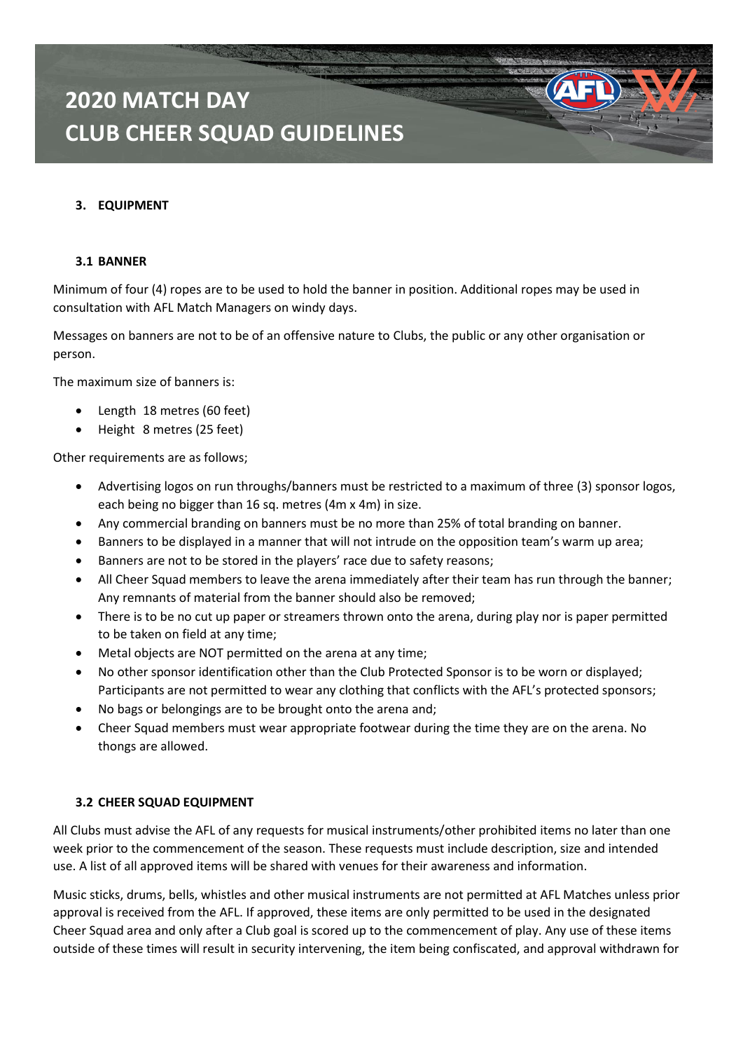## 3. EQUIPMENT

### 3.1 BANNER

Minimum of four (4) ropes are to be used to hold the banner in position. Additional ropes may be used in consultation with AFL Match Managers on windy days.

Messages on banners are not to be of an offensive nature to Clubs, the public or any other organisation or person.

The maximum size of banners is:

- Length 18 metres (60 feet)
- Height 8 metres (25 feet)

Other requirements are as follows;

- Advertising logos on run throughs/banners must be restricted to a maximum of three (3) sponsor logos, each being no bigger than 16 sq. metres (4m x 4m) in size.
- Any commercial branding on banners must be no more than 25% of total branding on banner.
- Banners to be displayed in a manner that will not intrude on the opposition team's warm up area;
- Banners are not to be stored in the players' race due to safety reasons;
- All Cheer Squad members to leave the arena immediately after their team has run through the banner; Any remnants of material from the banner should also be removed;
- There is to be no cut up paper or streamers thrown onto the arena, during play nor is paper permitted to be taken on field at any time;
- Metal objects are NOT permitted on the arena at any time;
- No other sponsor identification other than the Club Protected Sponsor is to be worn or displayed; Participants are not permitted to wear any clothing that conflicts with the AFL's protected sponsors;
- No bags or belongings are to be brought onto the arena and;
- Cheer Squad members must wear appropriate footwear during the time they are on the arena. No thongs are allowed.

### 3.2 CHEER SQUAD EQUIPMENT

All Clubs must advise the AFL of any requests for musical instruments/other prohibited items no later than one week prior to the commencement of the season. These requests must include description, size and intended use. A list of all approved items will be shared with venues for their awareness and information.

Music sticks, drums, bells, whistles and other musical instruments are not permitted at AFL Matches unless prior approval is received from the AFL. If approved, these items are only permitted to be used in the designated Cheer Squad area and only after a Club goal is scored up to the commencement of play. Any use of these items outside of these times will result in security intervening, the item being confiscated, and approval withdrawn for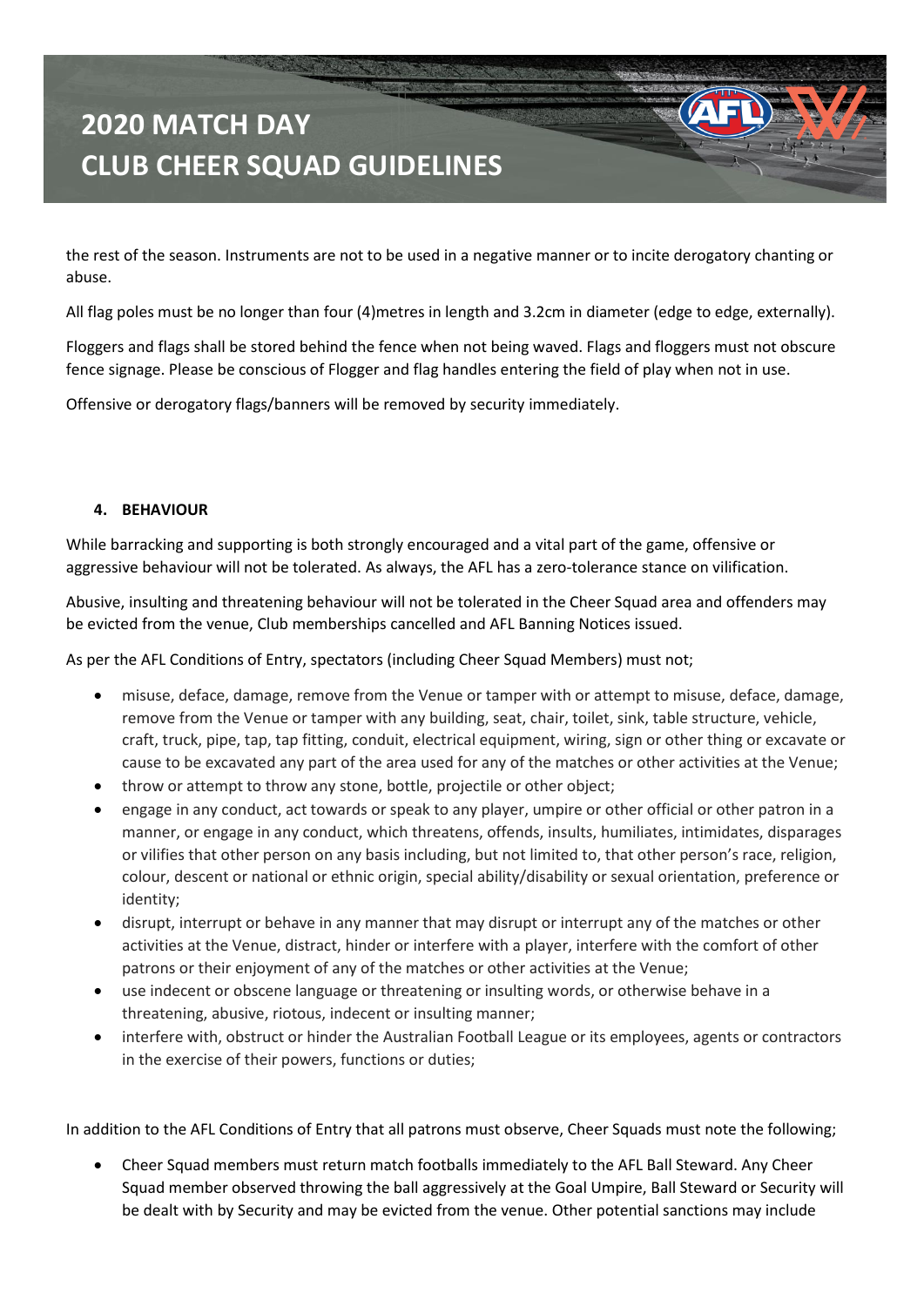the rest of the season. Instruments are not to be used in a negative manner or to incite derogatory chanting or abuse.

All flag poles must be no longer than four (4)metres in length and 3.2cm in diameter (edge to edge, externally).

Floggers and flags shall be stored behind the fence when not being waved. Flags and floggers must not obscure fence signage. Please be conscious of Flogger and flag handles entering the field of play when not in use.

Offensive or derogatory flags/banners will be removed by security immediately.

## 4. BEHAVIOUR

While barracking and supporting is both strongly encouraged and a vital part of the game, offensive or aggressive behaviour will not be tolerated. As always, the AFL has a zero-tolerance stance on vilification.

Abusive, insulting and threatening behaviour will not be tolerated in the Cheer Squad area and offenders may be evicted from the venue, Club memberships cancelled and AFL Banning Notices issued.

As per the AFL Conditions of Entry, spectators (including Cheer Squad Members) must not;

- misuse, deface, damage, remove from the Venue or tamper with or attempt to misuse, deface, damage, remove from the Venue or tamper with any building, seat, chair, toilet, sink, table structure, vehicle, craft, truck, pipe, tap, tap fitting, conduit, electrical equipment, wiring, sign or other thing or excavate or cause to be excavated any part of the area used for any of the matches or other activities at the Venue;
- throw or attempt to throw any stone, bottle, projectile or other object;
- engage in any conduct, act towards or speak to any player, umpire or other official or other patron in a manner, or engage in any conduct, which threatens, offends, insults, humiliates, intimidates, disparages or vilifies that other person on any basis including, but not limited to, that other person's race, religion, colour, descent or national or ethnic origin, special ability/disability or sexual orientation, preference or identity;
- disrupt, interrupt or behave in any manner that may disrupt or interrupt any of the matches or other activities at the Venue, distract, hinder or interfere with a player, interfere with the comfort of other patrons or their enjoyment of any of the matches or other activities at the Venue;
- use indecent or obscene language or threatening or insulting words, or otherwise behave in a threatening, abusive, riotous, indecent or insulting manner;
- interfere with, obstruct or hinder the Australian Football League or its employees, agents or contractors in the exercise of their powers, functions or duties;

In addition to the AFL Conditions of Entry that all patrons must observe, Cheer Squads must note the following;

- Cheer Squad members must return match footballs immediately to the AFL Ball Steward. Any Cheer Squad member observed throwing the ball aggressively at the Goal Umpire, Ball Steward or Security will be dealt with by Security and may be evicted from the venue. Other potential sanctions may include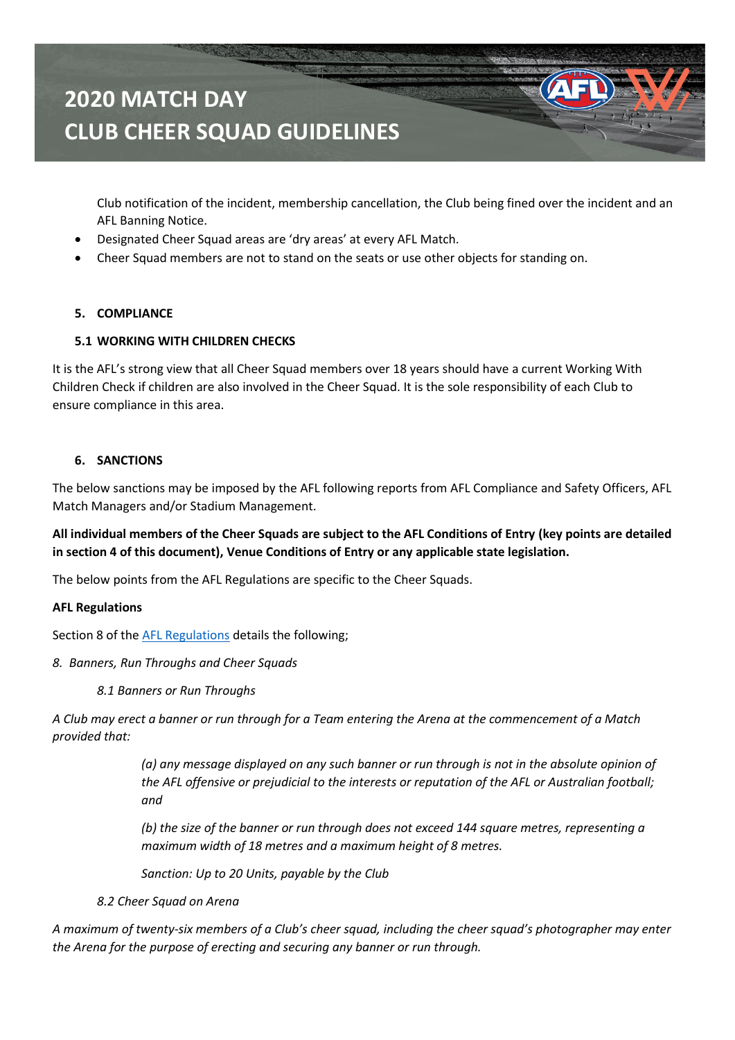Club notification of the incident, membership cancellation, the Club being fined over the incident and an AFL Banning Notice.

- Designated Cheer Squad areas are 'dry areas' at every AFL Match.
- Cheer Squad members are not to stand on the seats or use other objects for standing on.

## 5. COMPLIANCE

### 5.1 WORKING WITH CHILDREN CHECKS

It is the AFL's strong view that all Cheer Squad members over 18 years should have a current Working With Children Check if children are also involved in the Cheer Squad. It is the sole responsibility of each Club to ensure compliance in this area.

## 6. SANCTIONS

The below sanctions may be imposed by the AFL following reports from AFL Compliance and Safety Officers, AFL Match Managers and/or Stadium Management.

**All individual members of the Cheer Squads are subject to the AFL Conditions of Entry (key points are detailed in section 4 of this document), Venue Conditions of Entry or any applicable state legislation.**

The below points from the AFL Regulations are specific to the Cheer Squads.

**AFL Regulations**

Section 8 of the AFL Regulations details the following;

*8. Banners, Run Throughs and Cheer Squads*

*8.1 Banners or Run Throughs*

*A Club may erect a banner or run through for a Team entering the Arena at the commencement of a Match provided that:*

*(a) any message displayed on any such banner or run through is not in the absolute opinion of the AFL offensive or prejudicial to the interests or reputation of the AFL or Australian football; and*

*(b) the size of the banner or run through does not exceed 144 square metres, representing a maximum width of 18 metres and a maximum height of 8 metres.*

*Sanction: Up to 20 Units, payable by the Club*

*8.2 Cheer Squad on Arena*

*A maximum of twenty-six members of a Club's cheer squad, including the cheer squad's photographer may enter the Arena for the purpose of erecting and securing any banner or run through.*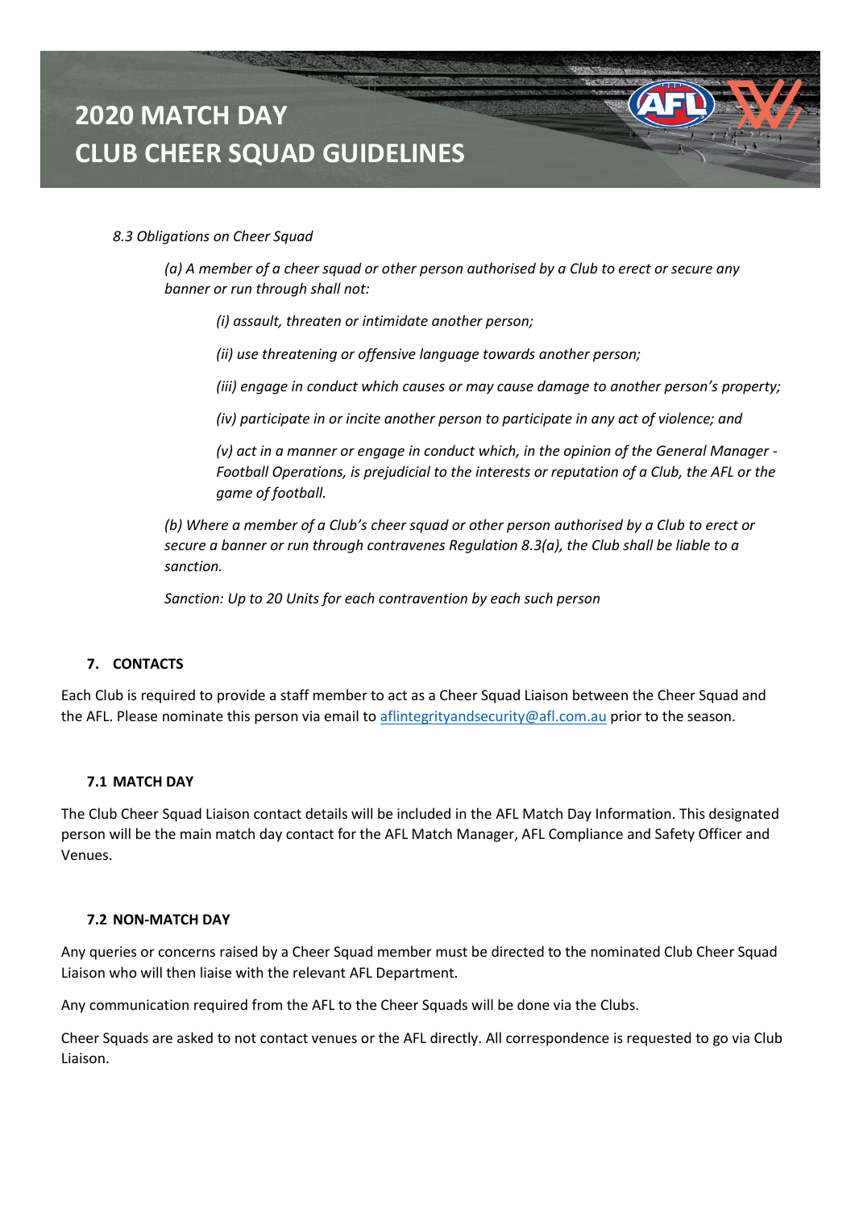*8.3 Obligations on Cheer Squad*

*(a) A member of a cheer squad or other person authorised by a Club to erect or secure any banner or run through shall not:*

*(i) assault, threaten or intimidate another person;*

*(ii) use threatening or offensive language towards another person;*

*(iii) engage in conduct which causes or may cause damage to another person's property;*

*(iv) participate in or incite another person to participate in any act of violence; and*

*(v) act in a manner or engage in conduct which, in the opinion of the General Manager - Football Operations, is prejudicial to the interests or reputation of a Club, the AFL or the game of football.*

*(b) Where a member of a Club's cheer squad or other person authorised by a Club to erect or secure a banner or run through contravenes Regulation 8.3(a), the Club shall be liable to a sanction.*

*Sanction: Up to 20 Units for each contravention by each such person*

## 7. CONTACTS

Each Club is required to provide a staff member to act as a Cheer Squad Liaison between the Cheer Squad and the AFL. Please nominate this person via email to aflintegrityandsecurity@afl.com.au prior to the season.

### 7.1 MATCH DAY

The Club Cheer Squad Liaison contact details will be included in the AFL Match Day Information. This designated person will be the main match day contact for the AFL Match Manager, AFL Compliance and Safety Officer and Venues.

### 7.2 NON-MATCH DAY

Any queries or concerns raised by a Cheer Squad member must be directed to the nominated Club Cheer Squad Liaison who will then liaise with the relevant AFL Department.

Any communication required from the AFL to the Cheer Squads will be done via the Clubs.

Cheer Squads are asked to not contact venues or the AFL directly. All correspondence is requested to go via Club Liaison.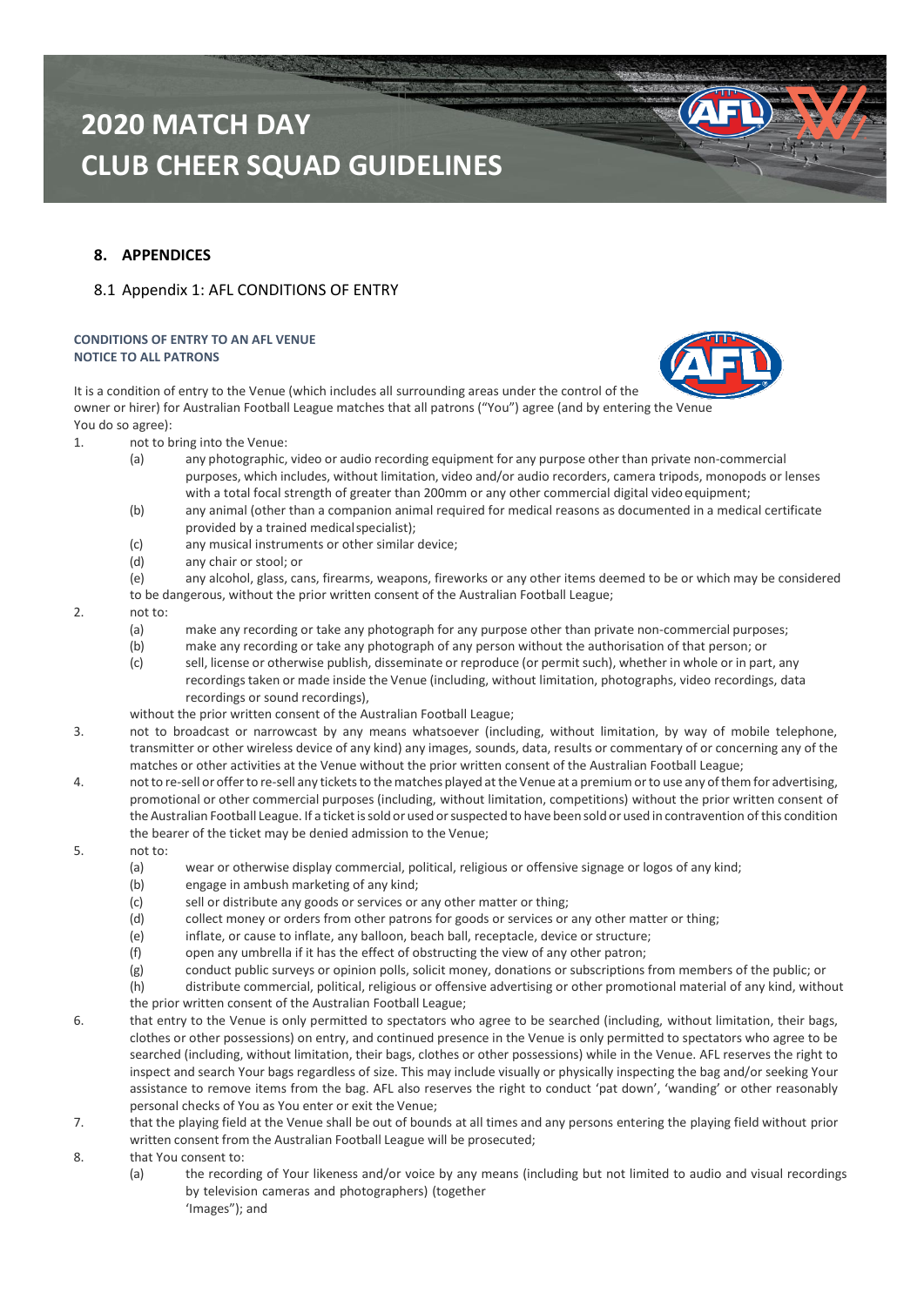# 2020 MATCH DAY CLUB CHEER SQUAD GUIDELINES

## 8. APPENDICES

### 8.1 Appendix 1: AFL CONDITIONS OF ENTRY

**CONDITIONS OF ENTRY TO AN AFL VENUE**
**NOTICE TO ALL PATRONS**

It is a condition of entry to the Venue (which includes all surrounding areas under the control of the owner or hirer) for Australian Football League matches that all patrons ("You") agree (and by entering the Venue You do so agree):

1. not to bring into the Venue:
   - (a) any photographic, video or audio recording equipment for any purpose other than private non-commercial purposes, which includes, without limitation, video and/or audio recorders, camera tripods, monopods or lenses with a total focal strength of greater than 200mm or any other commercial digital video equipment;
   - (b) any animal (other than a companion animal required for medical reasons as documented in a medical certificate provided by a trained medical specialist);
   - (c) any musical instruments or other similar device;
   - (d) any chair or stool; or
   - (e) any alcohol, glass, cans, firearms, weapons, fireworks or any other items deemed to be or which may be considered to be dangerous, without the prior written consent of the Australian Football League;
2. not to:
   - (a) make any recording or take any photograph for any purpose other than private non-commercial purposes;
   - (b) make any recording or take any photograph of any person without the authorisation of that person; or
   - (c) sell, license or otherwise publish, disseminate or reproduce (or permit such), whether in whole or in part, any recordings taken or made inside the Venue (including, without limitation, photographs, video recordings, data recordings or sound recordings),

   without the prior written consent of the Australian Football League;
3. not to broadcast or narrowcast by any means whatsoever (including, without limitation, by way of mobile telephone, transmitter or other wireless device of any kind) any images, sounds, data, results or commentary of or concerning any of the matches or other activities at the Venue without the prior written consent of the Australian Football League;
4. not to re-sell or offer to re-sell any tickets to the matches played at the Venue at a premium or to use any of them for advertising, promotional or other commercial purposes (including, without limitation, competitions) without the prior written consent of the Australian Football League. If a ticket is sold or used or suspected to have been sold or used in contravention of this condition the bearer of the ticket may be denied admission to the Venue;
5. not to:
   - (a) wear or otherwise display commercial, political, religious or offensive signage or logos of any kind;
   - (b) engage in ambush marketing of any kind;
   - (c) sell or distribute any goods or services or any other matter or thing;
   - (d) collect money or orders from other patrons for goods or services or any other matter or thing;
   - (e) inflate, or cause to inflate, any balloon, beach ball, receptacle, device or structure;
   - (f) open any umbrella if it has the effect of obstructing the view of any other patron;
   - (g) conduct public surveys or opinion polls, solicit money, donations or subscriptions from members of the public; or
   - (h) distribute commercial, political, religious or offensive advertising or other promotional material of any kind, without the prior written consent of the Australian Football League;
6. that entry to the Venue is only permitted to spectators who agree to be searched (including, without limitation, their bags, clothes or other possessions) on entry, and continued presence in the Venue is only permitted to spectators who agree to be searched (including, without limitation, their bags, clothes or other possessions) while in the Venue. AFL reserves the right to inspect and search Your bags regardless of size. This may include visually or physically inspecting the bag and/or seeking Your assistance to remove items from the bag. AFL also reserves the right to conduct 'pat down', 'wanding' or other reasonably personal checks of You as You enter or exit the Venue;
7. that the playing field at the Venue shall be out of bounds at all times and any persons entering the playing field without prior written consent from the Australian Football League will be prosecuted;
8. that You consent to:
   - (a) the recording of Your likeness and/or voice by any means (including but not limited to audio and visual recordings by television cameras and photographers) (together 'Images"); and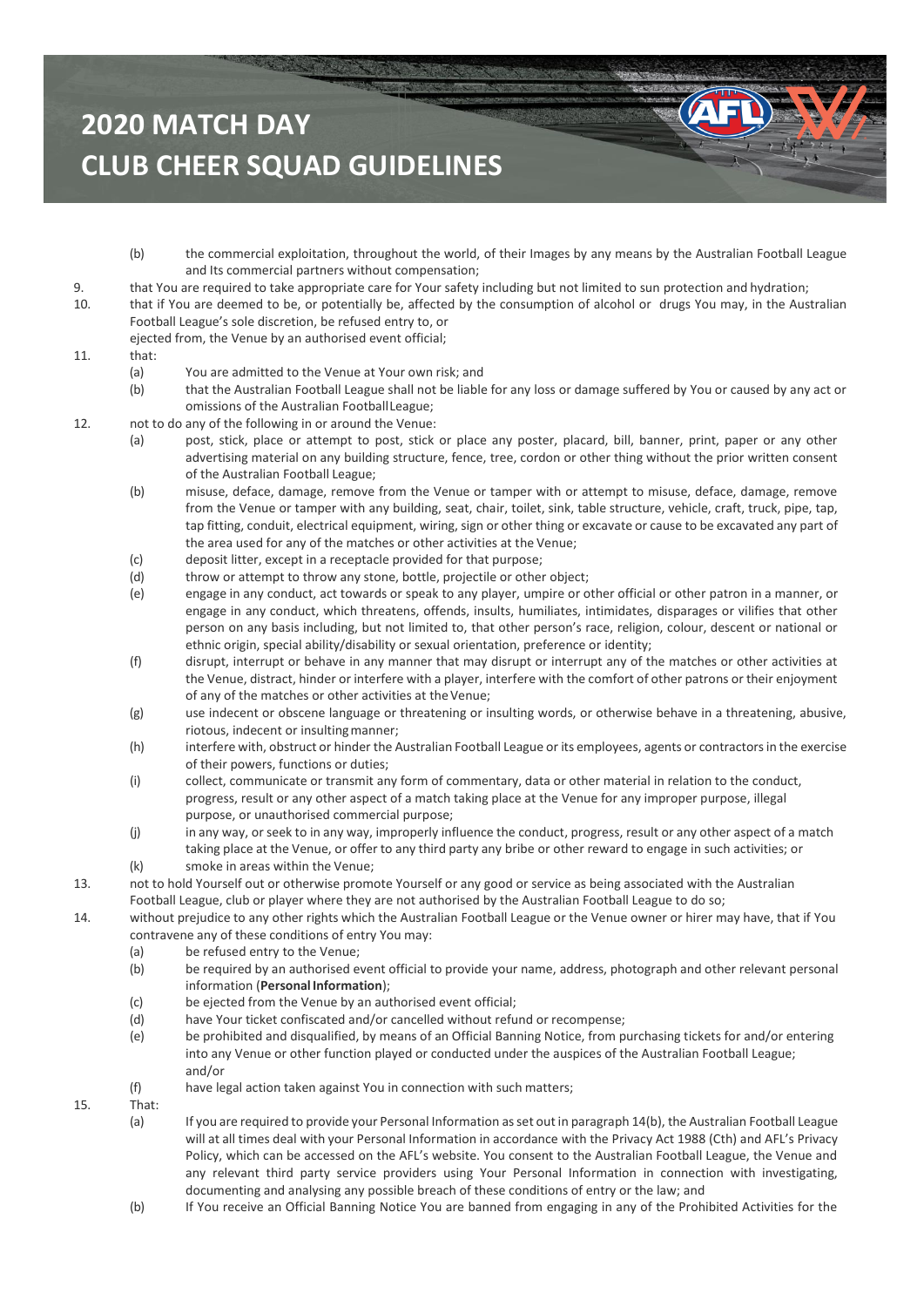(b) the commercial exploitation, throughout the world, of their Images by any means by the Australian Football League and Its commercial partners without compensation;

9. that You are required to take appropriate care for Your safety including but not limited to sun protection and hydration;
10. that if You are deemed to be, or potentially be, affected by the consumption of alcohol or drugs You may, in the Australian Football League's sole discretion, be refused entry to, or ejected from, the Venue by an authorised event official;
11. that:
    (a) You are admitted to the Venue at Your own risk; and
    (b) that the Australian Football League shall not be liable for any loss or damage suffered by You or caused by any act or omissions of the Australian Football League;
12. not to do any of the following in or around the Venue:
    (a) post, stick, place or attempt to post, stick or place any poster, placard, bill, banner, print, paper or any other advertising material on any building structure, fence, tree, cordon or other thing without the prior written consent of the Australian Football League;
    (b) misuse, deface, damage, remove from the Venue or tamper with or attempt to misuse, deface, damage, remove from the Venue or tamper with any building, seat, chair, toilet, sink, table structure, vehicle, craft, truck, pipe, tap, tap fitting, conduit, electrical equipment, wiring, sign or other thing or excavate or cause to be excavated any part of the area used for any of the matches or other activities at the Venue;
    (c) deposit litter, except in a receptacle provided for that purpose;
    (d) throw or attempt to throw any stone, bottle, projectile or other object;
    (e) engage in any conduct, act towards or speak to any player, umpire or other official or other patron in a manner, or engage in any conduct, which threatens, offends, insults, humiliates, intimidates, disparages or vilifies that other person on any basis including, but not limited to, that other person's race, religion, colour, descent or national or ethnic origin, special ability/disability or sexual orientation, preference or identity;
    (f) disrupt, interrupt or behave in any manner that may disrupt or interrupt any of the matches or other activities at the Venue, distract, hinder or interfere with a player, interfere with the comfort of other patrons or their enjoyment of any of the matches or other activities at the Venue;
    (g) use indecent or obscene language or threatening or insulting words, or otherwise behave in a threatening, abusive, riotous, indecent or insulting manner;
    (h) interfere with, obstruct or hinder the Australian Football League or its employees, agents or contractors in the exercise of their powers, functions or duties;
    (i) collect, communicate or transmit any form of commentary, data or other material in relation to the conduct, progress, result or any other aspect of a match taking place at the Venue for any improper purpose, illegal purpose, or unauthorised commercial purpose;
    (j) in any way, or seek to in any way, improperly influence the conduct, progress, result or any other aspect of a match taking place at the Venue, or offer to any third party any bribe or other reward to engage in such activities; or
    (k) smoke in areas within the Venue;
13. not to hold Yourself out or otherwise promote Yourself or any good or service as being associated with the Australian Football League, club or player where they are not authorised by the Australian Football League to do so;
14. without prejudice to any other rights which the Australian Football League or the Venue owner or hirer may have, that if You contravene any of these conditions of entry You may:
    (a) be refused entry to the Venue;
    (b) be required by an authorised event official to provide your name, address, photograph and other relevant personal information (**Personal Information**);
    (c) be ejected from the Venue by an authorised event official;
    (d) have Your ticket confiscated and/or cancelled without refund or recompense;
    (e) be prohibited and disqualified, by means of an Official Banning Notice, from purchasing tickets for and/or entering into any Venue or other function played or conducted under the auspices of the Australian Football League; and/or
    (f) have legal action taken against You in connection with such matters;
15. That:
    (a) If you are required to provide your Personal Information as set out in paragraph 14(b), the Australian Football League will at all times deal with your Personal Information in accordance with the Privacy Act 1988 (Cth) and AFL's Privacy Policy, which can be accessed on the AFL's website. You consent to the Australian Football League, the Venue and any relevant third party service providers using Your Personal Information in connection with investigating, documenting and analysing any possible breach of these conditions of entry or the law; and
    (b) If You receive an Official Banning Notice You are banned from engaging in any of the Prohibited Activities for the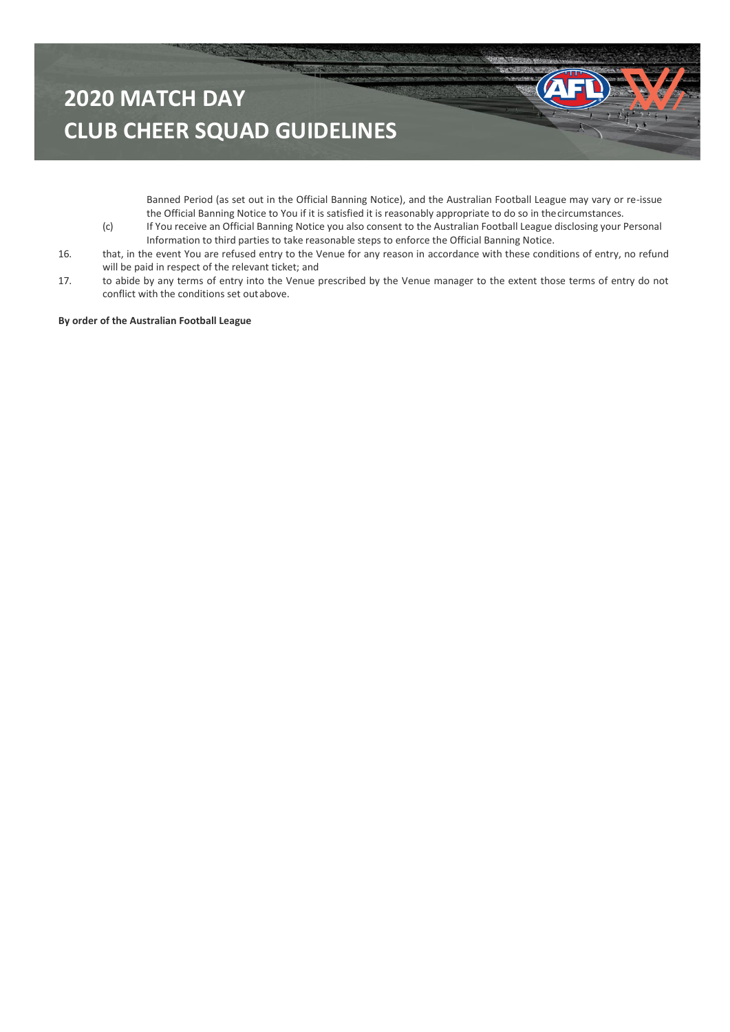Banned Period (as set out in the Official Banning Notice), and the Australian Football League may vary or re-issue the Official Banning Notice to You if it is satisfied it is reasonably appropriate to do so in the circumstances.

(c) If You receive an Official Banning Notice you also consent to the Australian Football League disclosing your Personal Information to third parties to take reasonable steps to enforce the Official Banning Notice.

16. that, in the event You are refused entry to the Venue for any reason in accordance with these conditions of entry, no refund will be paid in respect of the relevant ticket; and

17. to abide by any terms of entry into the Venue prescribed by the Venue manager to the extent those terms of entry do not conflict with the conditions set out above.

**By order of the Australian Football League**